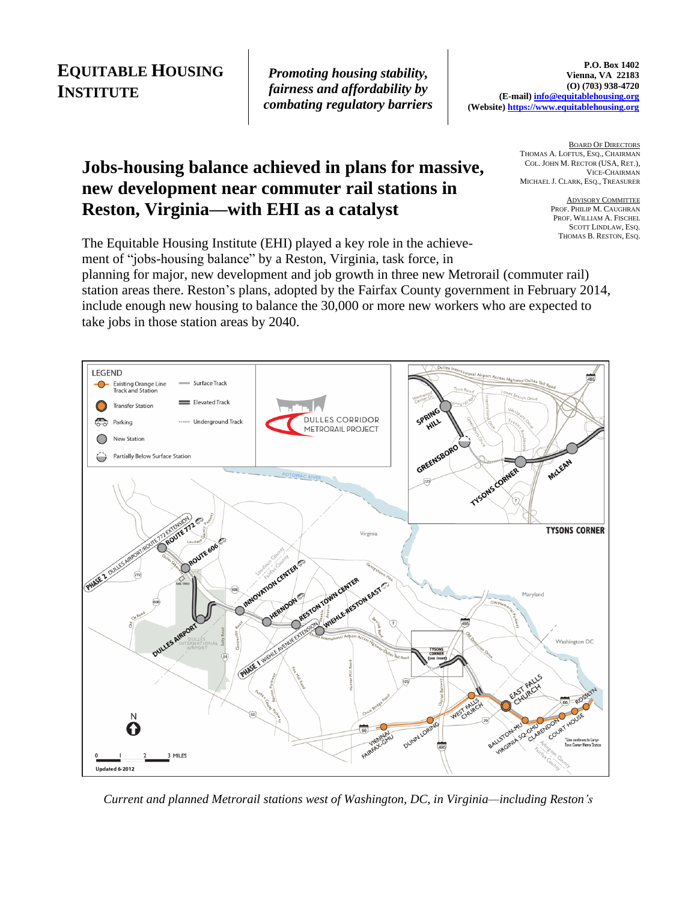# Equitable Housing Institute

*Promoting housing stability, fairness and affordability by combating regulatory barriers*

**P.O. Box 1402**
**Vienna, VA 22183**
**(O) (703) 938-4720**
**(E-mail) info@equitablehousing.org**
**(Website) https://www.equitablehousing.org**

Board Of Directors
Thomas A. Loftus, Esq., Chairman
Col. John M. Rector (USA, Ret.), Vice-Chairman
Michael J. Clark, Esq., Treasurer

Advisory Committee
Prof. Philip M. Caughran
Prof. William A. Fischel
Scott Lindlaw, Esq.
Thomas B. Reston, Esq.

## Jobs-housing balance achieved in plans for massive, new development near commuter rail stations in Reston, Virginia—with EHI as a catalyst

The Equitable Housing Institute (EHI) played a key role in the achievement of "jobs-housing balance" by a Reston, Virginia, task force, in planning for major, new development and job growth in three new Metrorail (commuter rail) station areas there. Reston's plans, adopted by the Fairfax County government in February 2014, include enough new housing to balance the 30,000 or more new workers who are expected to take jobs in those station areas by 2040.

*Current and planned Metrorail stations west of Washington, DC, in Virginia—including Reston's*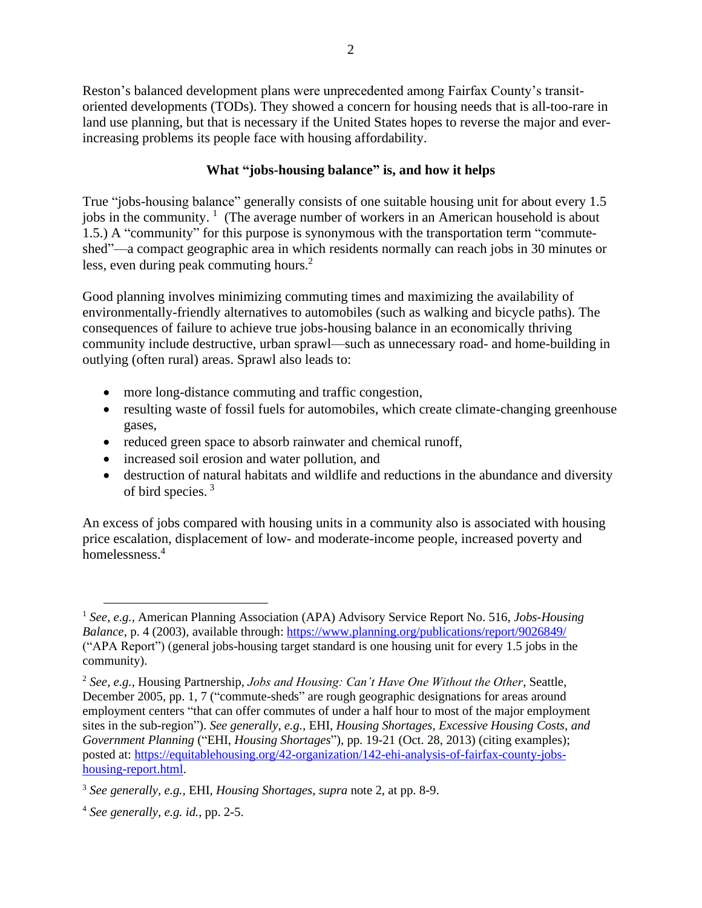Reston's balanced development plans were unprecedented among Fairfax County's transit-oriented developments (TODs). They showed a concern for housing needs that is all-too-rare in land use planning, but that is necessary if the United States hopes to reverse the major and ever-increasing problems its people face with housing affordability.

## What "jobs-housing balance" is, and how it helps

True "jobs-housing balance" generally consists of one suitable housing unit for about every 1.5 jobs in the community.[1] (The average number of workers in an American household is about 1.5.) A "community" for this purpose is synonymous with the transportation term "commute-shed"—a compact geographic area in which residents normally can reach jobs in 30 minutes or less, even during peak commuting hours.[2]

Good planning involves minimizing commuting times and maximizing the availability of environmentally-friendly alternatives to automobiles (such as walking and bicycle paths). The consequences of failure to achieve true jobs-housing balance in an economically thriving community include destructive, urban sprawl—such as unnecessary road- and home-building in outlying (often rural) areas. Sprawl also leads to:

- more long-distance commuting and traffic congestion,
- resulting waste of fossil fuels for automobiles, which create climate-changing greenhouse gases,
- reduced green space to absorb rainwater and chemical runoff,
- increased soil erosion and water pollution, and
- destruction of natural habitats and wildlife and reductions in the abundance and diversity of bird species.[3]

An excess of jobs compared with housing units in a community also is associated with housing price escalation, displacement of low- and moderate-income people, increased poverty and homelessness.[4]

---

[1] *See, e.g.*, American Planning Association (APA) Advisory Service Report No. 516, *Jobs-Housing Balance*, p. 4 (2003), available through: https://www.planning.org/publications/report/9026849/ ("APA Report") (general jobs-housing target standard is one housing unit for every 1.5 jobs in the community).

[2] *See, e.g.*, Housing Partnership, *Jobs and Housing: Can't Have One Without the Other*, Seattle, December 2005, pp. 1, 7 ("commute-sheds" are rough geographic designations for areas around employment centers "that can offer commutes of under a half hour to most of the major employment sites in the sub-region"). *See generally, e.g.*, EHI, *Housing Shortages, Excessive Housing Costs, and Government Planning* ("EHI, *Housing Shortages*"), pp. 19-21 (Oct. 28, 2013) (citing examples); posted at: https://equitablehousing.org/42-organization/142-ehi-analysis-of-fairfax-county-jobs-housing-report.html.

[3] *See generally, e.g.*, EHI, *Housing Shortages*, *supra* note 2, at pp. 8-9.

[4] *See generally, e.g. id.*, pp. 2-5.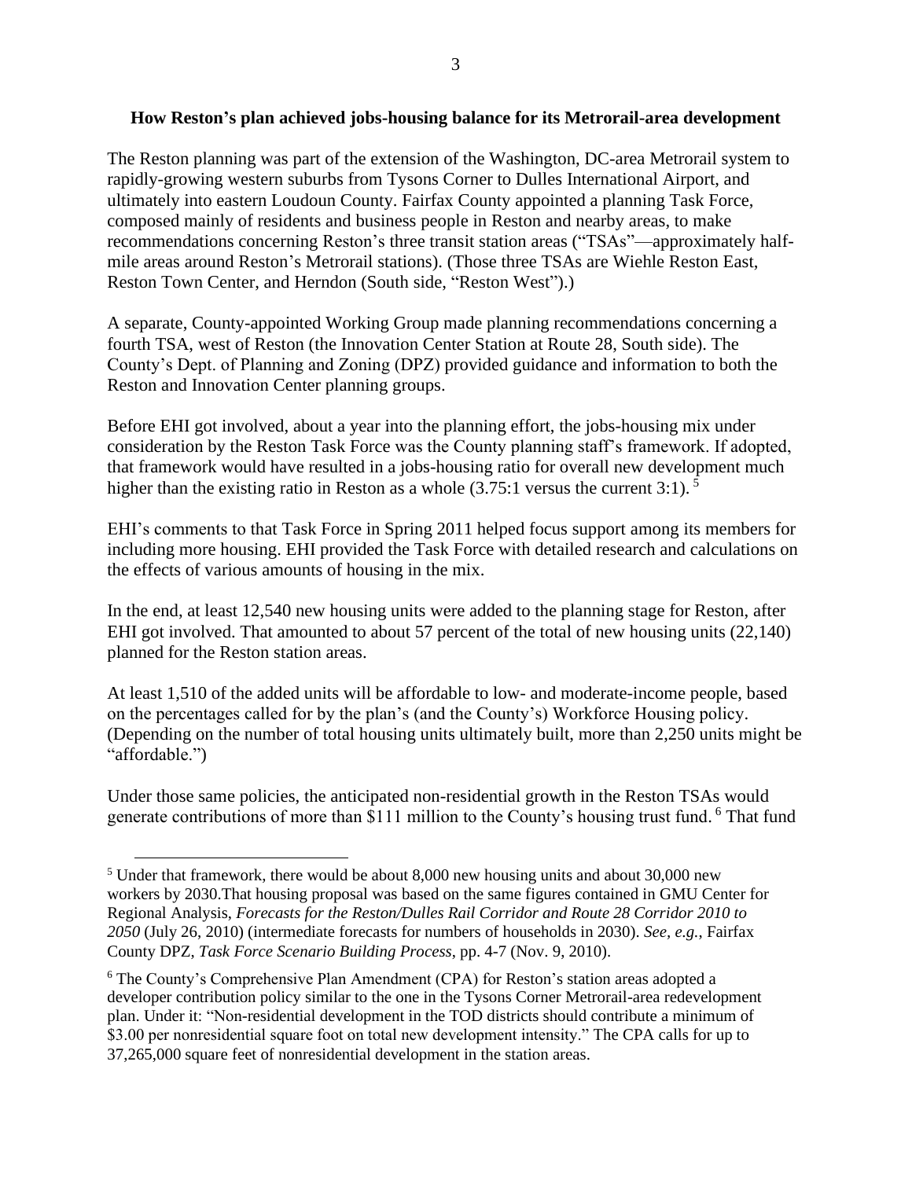**How Reston's plan achieved jobs-housing balance for its Metrorail-area development**

The Reston planning was part of the extension of the Washington, DC-area Metrorail system to rapidly-growing western suburbs from Tysons Corner to Dulles International Airport, and ultimately into eastern Loudoun County. Fairfax County appointed a planning Task Force, composed mainly of residents and business people in Reston and nearby areas, to make recommendations concerning Reston's three transit station areas ("TSAs"—approximately half-mile areas around Reston's Metrorail stations). (Those three TSAs are Wiehle Reston East, Reston Town Center, and Herndon (South side, "Reston West").)

A separate, County-appointed Working Group made planning recommendations concerning a fourth TSA, west of Reston (the Innovation Center Station at Route 28, South side). The County's Dept. of Planning and Zoning (DPZ) provided guidance and information to both the Reston and Innovation Center planning groups.

Before EHI got involved, about a year into the planning effort, the jobs-housing mix under consideration by the Reston Task Force was the County planning staff's framework. If adopted, that framework would have resulted in a jobs-housing ratio for overall new development much higher than the existing ratio in Reston as a whole (3.75:1 versus the current 3:1). [5]

EHI's comments to that Task Force in Spring 2011 helped focus support among its members for including more housing. EHI provided the Task Force with detailed research and calculations on the effects of various amounts of housing in the mix.

In the end, at least 12,540 new housing units were added to the planning stage for Reston, after EHI got involved. That amounted to about 57 percent of the total of new housing units (22,140) planned for the Reston station areas.

At least 1,510 of the added units will be affordable to low- and moderate-income people, based on the percentages called for by the plan's (and the County's) Workforce Housing policy. (Depending on the number of total housing units ultimately built, more than 2,250 units might be "affordable.")

Under those same policies, the anticipated non-residential growth in the Reston TSAs would generate contributions of more than $111 million to the County's housing trust fund. [6] That fund

---

[5] Under that framework, there would be about 8,000 new housing units and about 30,000 new workers by 2030.That housing proposal was based on the same figures contained in GMU Center for Regional Analysis, *Forecasts for the Reston/Dulles Rail Corridor and Route 28 Corridor 2010 to 2050* (July 26, 2010) (intermediate forecasts for numbers of households in 2030). *See, e.g.*, Fairfax County DPZ, *Task Force Scenario Building Process*, pp. 4-7 (Nov. 9, 2010).

[6] The County's Comprehensive Plan Amendment (CPA) for Reston's station areas adopted a developer contribution policy similar to the one in the Tysons Corner Metrorail-area redevelopment plan. Under it: "Non-residential development in the TOD districts should contribute a minimum of $3.00 per nonresidential square foot on total new development intensity." The CPA calls for up to 37,265,000 square feet of nonresidential development in the station areas.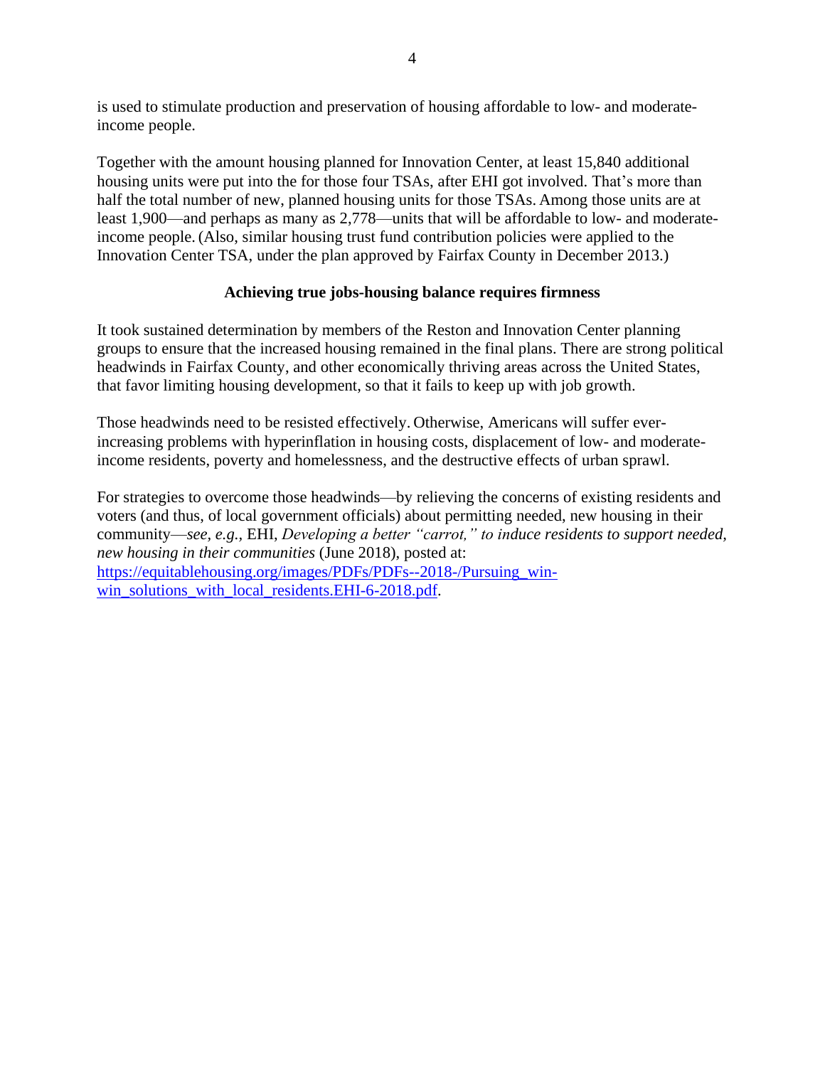is used to stimulate production and preservation of housing affordable to low- and moderate-income people.

Together with the amount housing planned for Innovation Center, at least 15,840 additional housing units were put into the for those four TSAs, after EHI got involved. That's more than half the total number of new, planned housing units for those TSAs. Among those units are at least 1,900—and perhaps as many as 2,778—units that will be affordable to low- and moderate-income people. (Also, similar housing trust fund contribution policies were applied to the Innovation Center TSA, under the plan approved by Fairfax County in December 2013.)

## Achieving true jobs-housing balance requires firmness

It took sustained determination by members of the Reston and Innovation Center planning groups to ensure that the increased housing remained in the final plans. There are strong political headwinds in Fairfax County, and other economically thriving areas across the United States, that favor limiting housing development, so that it fails to keep up with job growth.

Those headwinds need to be resisted effectively. Otherwise, Americans will suffer ever-increasing problems with hyperinflation in housing costs, displacement of low- and moderate-income residents, poverty and homelessness, and the destructive effects of urban sprawl.

For strategies to overcome those headwinds—by relieving the concerns of existing residents and voters (and thus, of local government officials) about permitting needed, new housing in their community—*see, e.g.*, EHI, *Developing a better "carrot," to induce residents to support needed, new housing in their communities* (June 2018), posted at: [https://equitablehousing.org/images/PDFs/PDFs--2018-/Pursuing_win-win_solutions_with_local_residents.EHI-6-2018.pdf](https://equitablehousing.org/images/PDFs/PDFs--2018-/Pursuing_win-win_solutions_with_local_residents.EHI-6-2018.pdf).